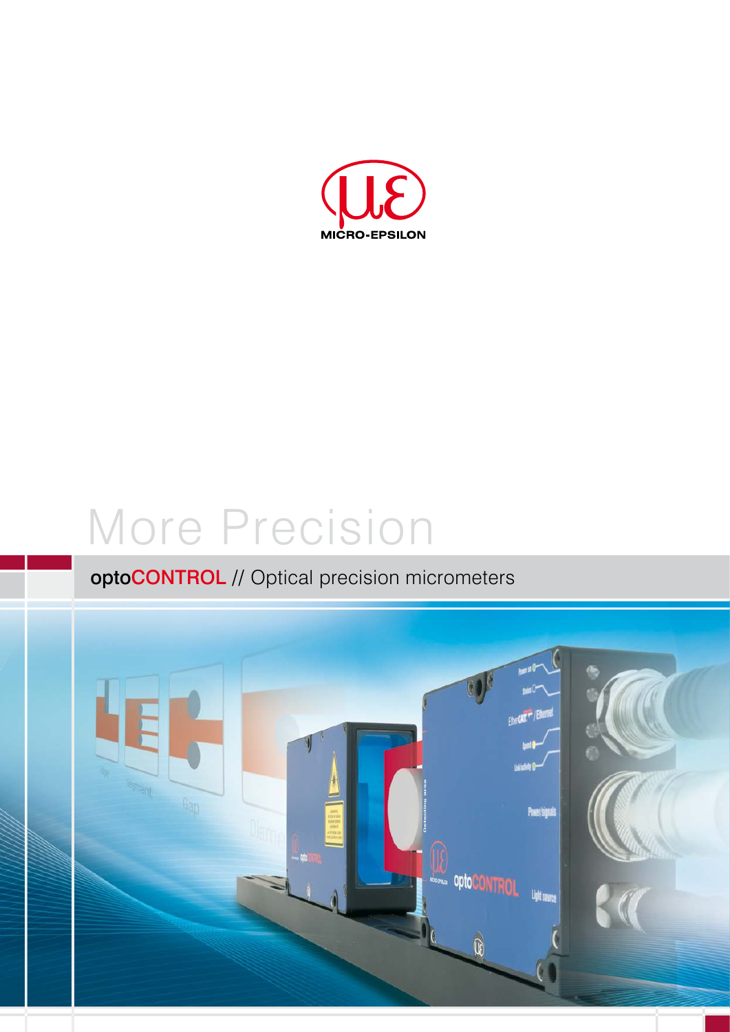MICRO-EPSILON

# More Precision

## optoCONTROL // Optical precision micrometers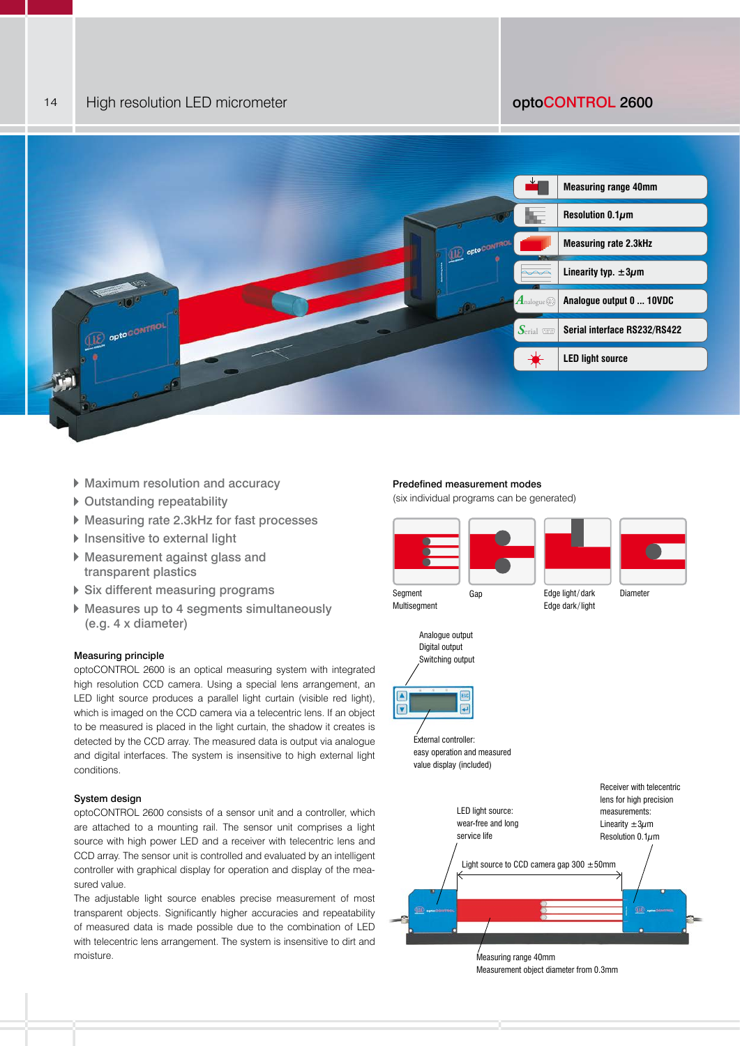# High resolution LED micrometer

## optoCONTROL 2600

- Measuring range 40mm
- Resolution 0.1µm
- Measuring rate 2.3kHz
- Linearity typ. ±3µm
- Analogue output 0 ... 10VDC
- Serial interface RS232/RS422
- LED light source

- Maximum resolution and accuracy
- Outstanding repeatability
- Measuring rate 2.3kHz for fast processes
- Insensitive to external light
- Measurement against glass and transparent plastics
- Six different measuring programs
- Measures up to 4 segments simultaneously (e.g. 4 x diameter)

### Measuring principle

optoCONTROL 2600 is an optical measuring system with integrated high resolution CCD camera. Using a special lens arrangement, an LED light source produces a parallel light curtain (visible red light), which is imaged on the CCD camera via a telecentric lens. If an object to be measured is placed in the light curtain, the shadow it creates is detected by the CCD array. The measured data is output via analogue and digital interfaces. The system is insensitive to high external light conditions.

### System design

optoCONTROL 2600 consists of a sensor unit and a controller, which are attached to a mounting rail. The sensor unit comprises a light source with high power LED and a receiver with telecentric lens and CCD array. The sensor unit is controlled and evaluated by an intelligent controller with graphical display for operation and display of the measured value.

The adjustable light source enables precise measurement of most transparent objects. Significantly higher accuracies and repeatability of measured data is made possible due to the combination of LED with telecentric lens arrangement. The system is insensitive to dirt and moisture.

### Predefined measurement modes

(six individual programs can be generated)

Segment Multisegment | Gap | Edge light/dark Edge dark/light | Diameter

Analogue output
Digital output
Switching output

External controller: easy operation and measured value display (included)

LED light source: wear-free and long service life

Receiver with telecentric lens for high precision measurements: Linearity ±3µm Resolution 0.1µm

Light source to CCD camera gap 300 ±50mm

Measuring range 40mm
Measurement object diameter from 0.3mm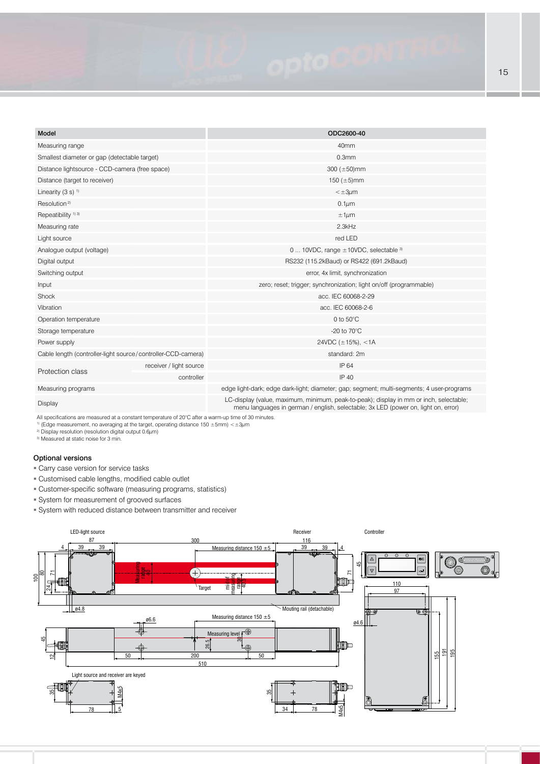| Model | | ODC2600-40 |
|---|---|---|
| Measuring range | | 40mm |
| Smallest diameter or gap (detectable target) | | 0.3mm |
| Distance lightsource - CCD-camera (free space) | | 300 (±50)mm |
| Distance (target to receiver) | | 150 (±5)mm |
| Linearity (3 s) [1] | | < ±3µm |
| Resolution [2] | | 0.1µm |
| Repeatibility [1) 3)] | | ±1µm |
| Measuring rate | | 2.3kHz |
| Light source | | red LED |
| Analogue output (voltage) | | 0 ... 10VDC, range ±10VDC, selectable [3] |
| Digital output | | RS232 (115.2kBaud) or RS422 (691.2kBaud) |
| Switching output | | error, 4x limit, synchronization |
| Input | | zero; reset; trigger; synchronization; light on/off (programmable) |
| Shock | | acc. IEC 60068-2-29 |
| Vibration | | acc. IEC 60068-2-6 |
| Operation temperature | | 0 to 50°C |
| Storage temperature | | -20 to 70°C |
| Power supply | | 24VDC (±15%), <1A |
| Cable length (controller-light source/controller-CCD-camera) | | standard: 2m |
| Protection class | receiver / light source | IP 64 |
| | controller | IP 40 |
| Measuring programs | | edge light-dark; edge dark-light; diameter; gap; segment; multi-segments; 4 user-programs |
| Display | | LC-display (value, maximum, minimum, peak-to-peak); display in mm or inch, selectable; menu languages in german / english, selectable; 3x LED (power on, light on, error) |

All specifications are measured at a constant temperature of 20°C after a warm-up time of 30 minutes.
[1] (Edge measurement, no averaging at the target, operating distance 150 ±5mm) < ±3µm
[2] Display resolution (resolution digital output 0.6µm)
[3] Measured at static noise for 3 min.

### Optional versions

- Carry case version for service tasks
- Customised cable lengths, modified cable outlet
- Customer-specific software (measuring programs, statistics)
- System for measurement of grooved surfaces
- System with reduced distance between transmitter and receiver

LED-light source · Receiver · Controller · Target · Measuring distance 150 ±5 · Mouting rail (detachable) · Measuring level · Light source and receiver are keyed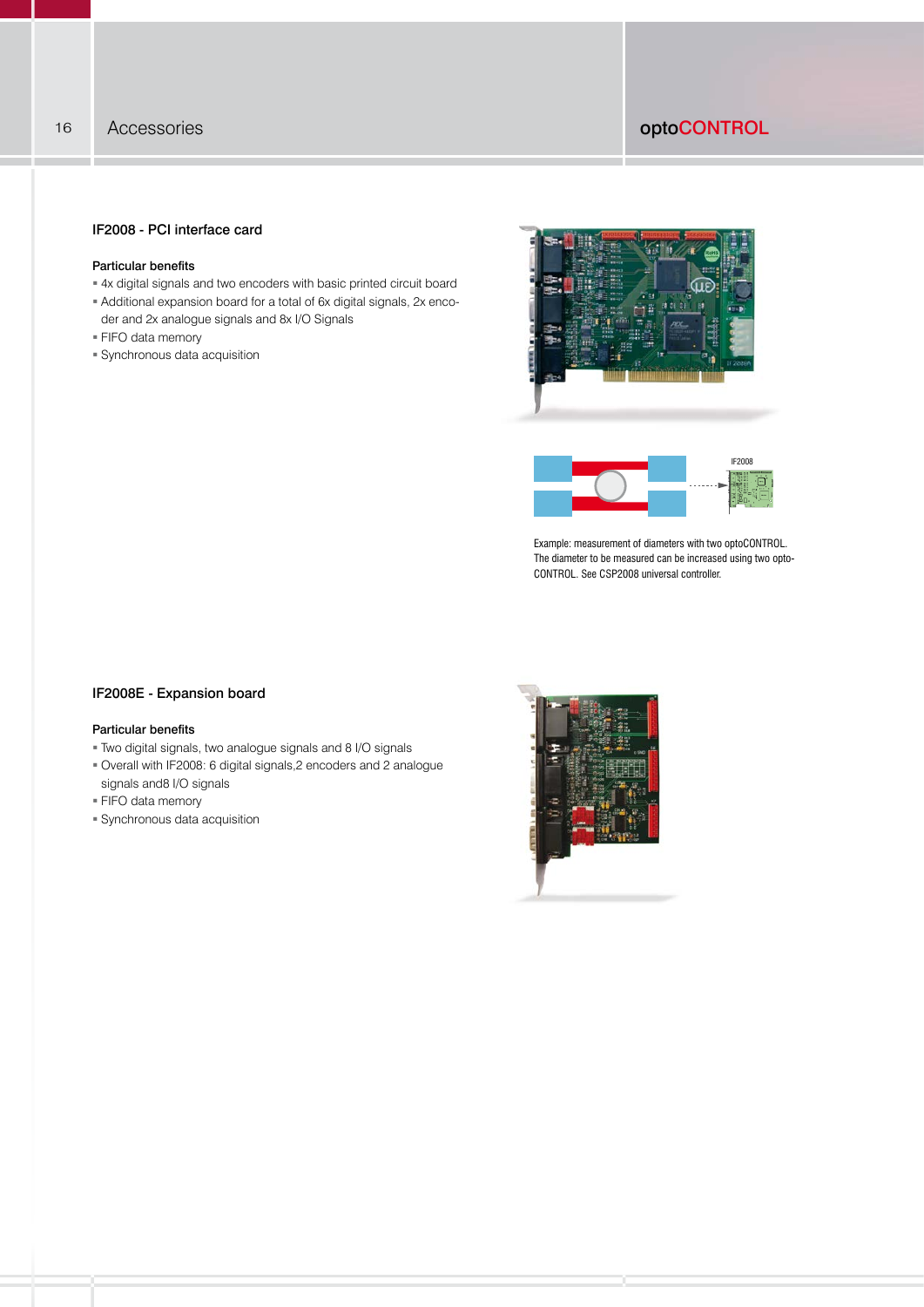## IF2008 - PCI interface card

### Particular benefits

- 4x digital signals and two encoders with basic printed circuit board
- Additional expansion board for a total of 6x digital signals, 2x encoder and 2x analogue signals and 8x I/O Signals
- FIFO data memory
- Synchronous data acquisition

Example: measurement of diameters with two optoCONTROL. The diameter to be measured can be increased using two optoCONTROL. See CSP2008 universal controller.

## IF2008E - Expansion board

### Particular benefits

- Two digital signals, two analogue signals and 8 I/O signals
- Overall with IF2008: 6 digital signals,2 encoders and 2 analogue signals and8 I/O signals
- FIFO data memory
- Synchronous data acquisition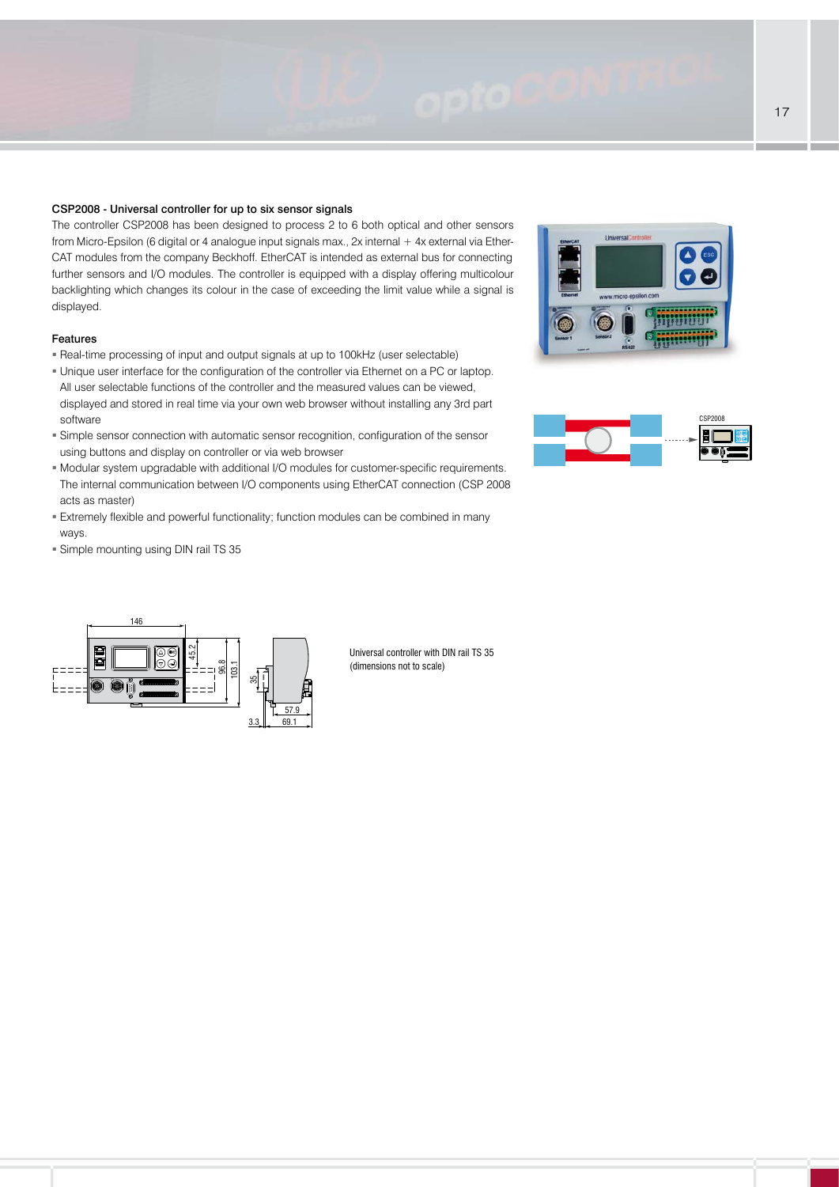### CSP2008 - Universal controller for up to six sensor signals

The controller CSP2008 has been designed to process 2 to 6 both optical and other sensors from Micro-Epsilon (6 digital or 4 analogue input signals max., 2x internal + 4x external via EtherCAT modules from the company Beckhoff. EtherCAT is intended as external bus for connecting further sensors and I/O modules. The controller is equipped with a display offering multicolour backlighting which changes its colour in the case of exceeding the limit value while a signal is displayed.

### Features

- Real-time processing of input and output signals at up to 100kHz (user selectable)
- Unique user interface for the configuration of the controller via Ethernet on a PC or laptop. All user selectable functions of the controller and the measured values can be viewed, displayed and stored in real time via your own web browser without installing any 3rd part software
- Simple sensor connection with automatic sensor recognition, configuration of the sensor using buttons and display on controller or via web browser
- Modular system upgradable with additional I/O modules for customer-specific requirements. The internal communication between I/O components using EtherCAT connection (CSP 2008 acts as master)
- Extremely flexible and powerful functionality; function modules can be combined in many ways.
- Simple mounting using DIN rail TS 35

Universal controller with DIN rail TS 35 (dimensions not to scale)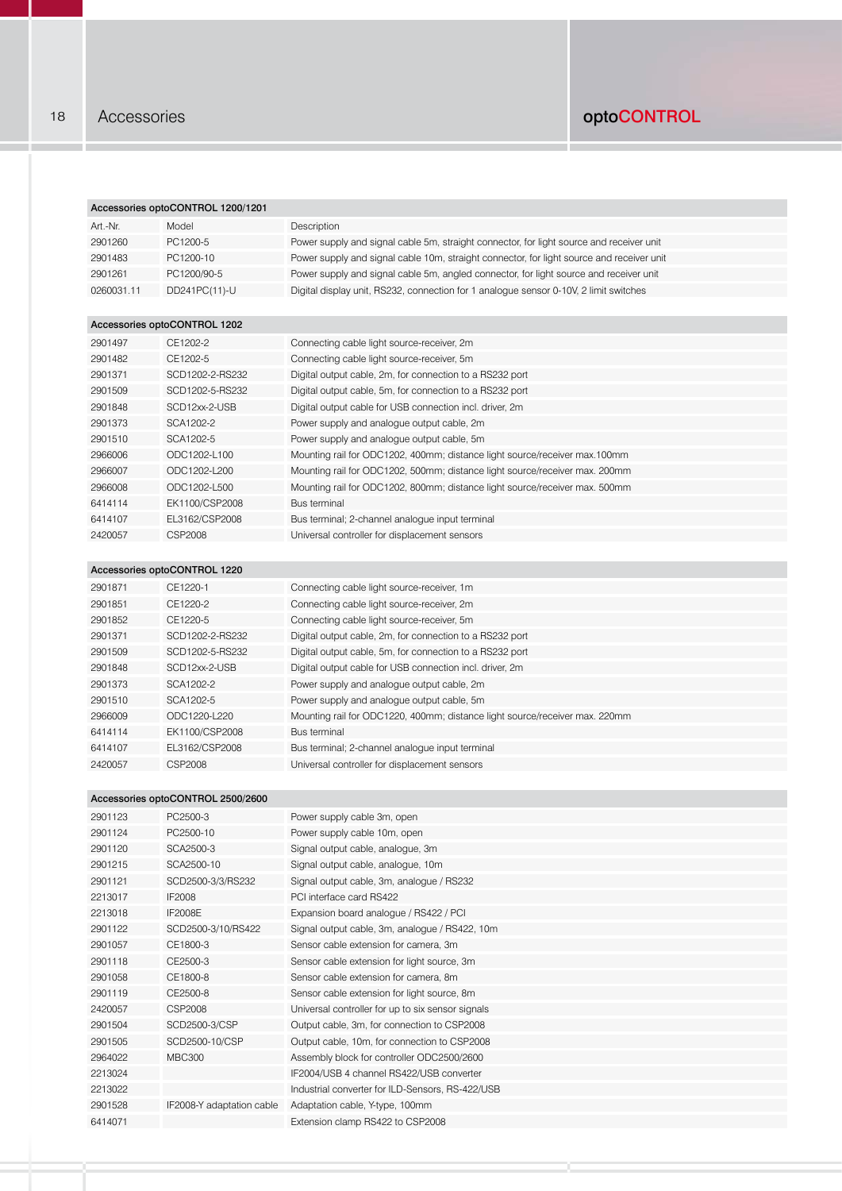# Accessories

## Accessories optoCONTROL 1200/1201

| Art.-Nr. | Model | Description |
|---|---|---|
| 2901260 | PC1200-5 | Power supply and signal cable 5m, straight connector, for light source and receiver unit |
| 2901483 | PC1200-10 | Power supply and signal cable 10m, straight connector, for light source and receiver unit |
| 2901261 | PC1200/90-5 | Power supply and signal cable 5m, angled connector, for light source and receiver unit |
| 0260031.11 | DD241PC(11)-U | Digital display unit, RS232, connection for 1 analogue sensor 0-10V, 2 limit switches |

## Accessories optoCONTROL 1202

| Art.-Nr. | Model | Description |
|---|---|---|
| 2901497 | CE1202-2 | Connecting cable light source-receiver, 2m |
| 2901482 | CE1202-5 | Connecting cable light source-receiver, 5m |
| 2901371 | SCD1202-2-RS232 | Digital output cable, 2m, for connection to a RS232 port |
| 2901509 | SCD1202-5-RS232 | Digital output cable, 5m, for connection to a RS232 port |
| 2901848 | SCD12xx-2-USB | Digital output cable for USB connection incl. driver, 2m |
| 2901373 | SCA1202-2 | Power supply and analogue output cable, 2m |
| 2901510 | SCA1202-5 | Power supply and analogue output cable, 5m |
| 2966006 | ODC1202-L100 | Mounting rail for ODC1202, 400mm; distance light source/receiver max.100mm |
| 2966007 | ODC1202-L200 | Mounting rail for ODC1202, 500mm; distance light source/receiver max. 200mm |
| 2966008 | ODC1202-L500 | Mounting rail for ODC1202, 800mm; distance light source/receiver max. 500mm |
| 6414114 | EK1100/CSP2008 | Bus terminal |
| 6414107 | EL3162/CSP2008 | Bus terminal; 2-channel analogue input terminal |
| 2420057 | CSP2008 | Universal controller for displacement sensors |

## Accessories optoCONTROL 1220

| Art.-Nr. | Model | Description |
|---|---|---|
| 2901871 | CE1220-1 | Connecting cable light source-receiver, 1m |
| 2901851 | CE1220-2 | Connecting cable light source-receiver, 2m |
| 2901852 | CE1220-5 | Connecting cable light source-receiver, 5m |
| 2901371 | SCD1202-2-RS232 | Digital output cable, 2m, for connection to a RS232 port |
| 2901509 | SCD1202-5-RS232 | Digital output cable, 5m, for connection to a RS232 port |
| 2901848 | SCD12xx-2-USB | Digital output cable for USB connection incl. driver, 2m |
| 2901373 | SCA1202-2 | Power supply and analogue output cable, 2m |
| 2901510 | SCA1202-5 | Power supply and analogue output cable, 5m |
| 2966009 | ODC1220-L220 | Mounting rail for ODC1220, 400mm; distance light source/receiver max. 220mm |
| 6414114 | EK1100/CSP2008 | Bus terminal |
| 6414107 | EL3162/CSP2008 | Bus terminal; 2-channel analogue input terminal |
| 2420057 | CSP2008 | Universal controller for displacement sensors |

## Accessories optoCONTROL 2500/2600

| Art.-Nr. | Model | Description |
|---|---|---|
| 2901123 | PC2500-3 | Power supply cable 3m, open |
| 2901124 | PC2500-10 | Power supply cable 10m, open |
| 2901120 | SCA2500-3 | Signal output cable, analogue, 3m |
| 2901215 | SCA2500-10 | Signal output cable, analogue, 10m |
| 2901121 | SCD2500-3/3/RS232 | Signal output cable, 3m, analogue / RS232 |
| 2213017 | IF2008 | PCI interface card RS422 |
| 2213018 | IF2008E | Expansion board analogue / RS422 / PCI |
| 2901122 | SCD2500-3/10/RS422 | Signal output cable, 3m, analogue / RS422, 10m |
| 2901057 | CE1800-3 | Sensor cable extension for camera, 3m |
| 2901118 | CE2500-3 | Sensor cable extension for light source, 3m |
| 2901058 | CE1800-8 | Sensor cable extension for camera, 8m |
| 2901119 | CE2500-8 | Sensor cable extension for light source, 8m |
| 2420057 | CSP2008 | Universal controller for up to six sensor signals |
| 2901504 | SCD2500-3/CSP | Output cable, 3m, for connection to CSP2008 |
| 2901505 | SCD2500-10/CSP | Output cable, 10m, for connection to CSP2008 |
| 2964022 | MBC300 | Assembly block for controller ODC2500/2600 |
| 2213024 | | IF2004/USB 4 channel RS422/USB converter |
| 2213022 | | Industrial converter for ILD-Sensors, RS-422/USB |
| 2901528 | IF2008-Y adaptation cable | Adaptation cable, Y-type, 100mm |
| 6414071 | | Extension clamp RS422 to CSP2008 |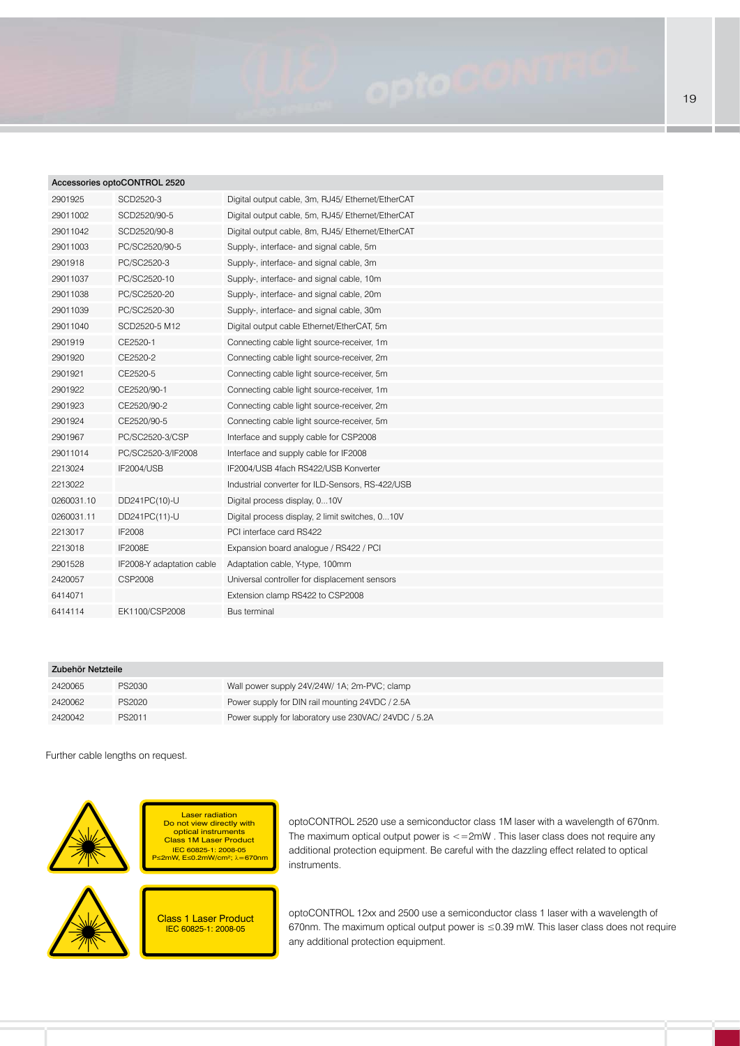| Accessories optoCONTROL 2520 | | |
|---|---|---|
| 2901925 | SCD2520-3 | Digital output cable, 3m, RJ45/ Ethernet/EtherCAT |
| 29011002 | SCD2520/90-5 | Digital output cable, 5m, RJ45/ Ethernet/EtherCAT |
| 29011042 | SCD2520/90-8 | Digital output cable, 8m, RJ45/ Ethernet/EtherCAT |
| 29011003 | PC/SC2520/90-5 | Supply-, interface- and signal cable, 5m |
| 2901918 | PC/SC2520-3 | Supply-, interface- and signal cable, 3m |
| 29011037 | PC/SC2520-10 | Supply-, interface- and signal cable, 10m |
| 29011038 | PC/SC2520-20 | Supply-, interface- and signal cable, 20m |
| 29011039 | PC/SC2520-30 | Supply-, interface- and signal cable, 30m |
| 29011040 | SCD2520-5 M12 | Digital output cable Ethernet/EtherCAT, 5m |
| 2901919 | CE2520-1 | Connecting cable light source-receiver, 1m |
| 2901920 | CE2520-2 | Connecting cable light source-receiver, 2m |
| 2901921 | CE2520-5 | Connecting cable light source-receiver, 5m |
| 2901922 | CE2520/90-1 | Connecting cable light source-receiver, 1m |
| 2901923 | CE2520/90-2 | Connecting cable light source-receiver, 2m |
| 2901924 | CE2520/90-5 | Connecting cable light source-receiver, 5m |
| 2901967 | PC/SC2520-3/CSP | Interface and supply cable for CSP2008 |
| 29011014 | PC/SC2520-3/IF2008 | Interface and supply cable for IF2008 |
| 2213024 | IF2004/USB | IF2004/USB 4fach RS422/USB Konverter |
| 2213022 | | Industrial converter for ILD-Sensors, RS-422/USB |
| 0260031.10 | DD241PC(10)-U | Digital process display, 0...10V |
| 0260031.11 | DD241PC(11)-U | Digital process display, 2 limit switches, 0...10V |
| 2213017 | IF2008 | PCI interface card RS422 |
| 2213018 | IF2008E | Expansion board analogue / RS422 / PCI |
| 2901528 | IF2008-Y adaptation cable | Adaptation cable, Y-type, 100mm |
| 2420057 | CSP2008 | Universal controller for displacement sensors |
| 6414071 | | Extension clamp RS422 to CSP2008 |
| 6414114 | EK1100/CSP2008 | Bus terminal |

| Zubehör Netzteile | | |
|---|---|---|
| 2420065 | PS2030 | Wall power supply 24V/24W/ 1A; 2m-PVC; clamp |
| 2420062 | PS2020 | Power supply for DIN rail mounting 24VDC / 2.5A |
| 2420042 | PS2011 | Power supply for laboratory use 230VAC/ 24VDC / 5.2A |

Further cable lengths on request.

Laser radiation
Do not view directly with optical instruments
Class 1M Laser Product
IEC 60825-1: 2008-05
P≤2mW, E≤0.2mW/cm²; λ=670nm

optoCONTROL 2520 use a semiconductor class 1M laser with a wavelength of 670nm. The maximum optical output power is <=2mW . This laser class does not require any additional protection equipment. Be careful with the dazzling effect related to optical instruments.

Class 1 Laser Product
IEC 60825-1: 2008-05

optoCONTROL 12xx and 2500 use a semiconductor class 1 laser with a wavelength of 670nm. The maximum optical output power is ≤0.39 mW. This laser class does not require any additional protection equipment.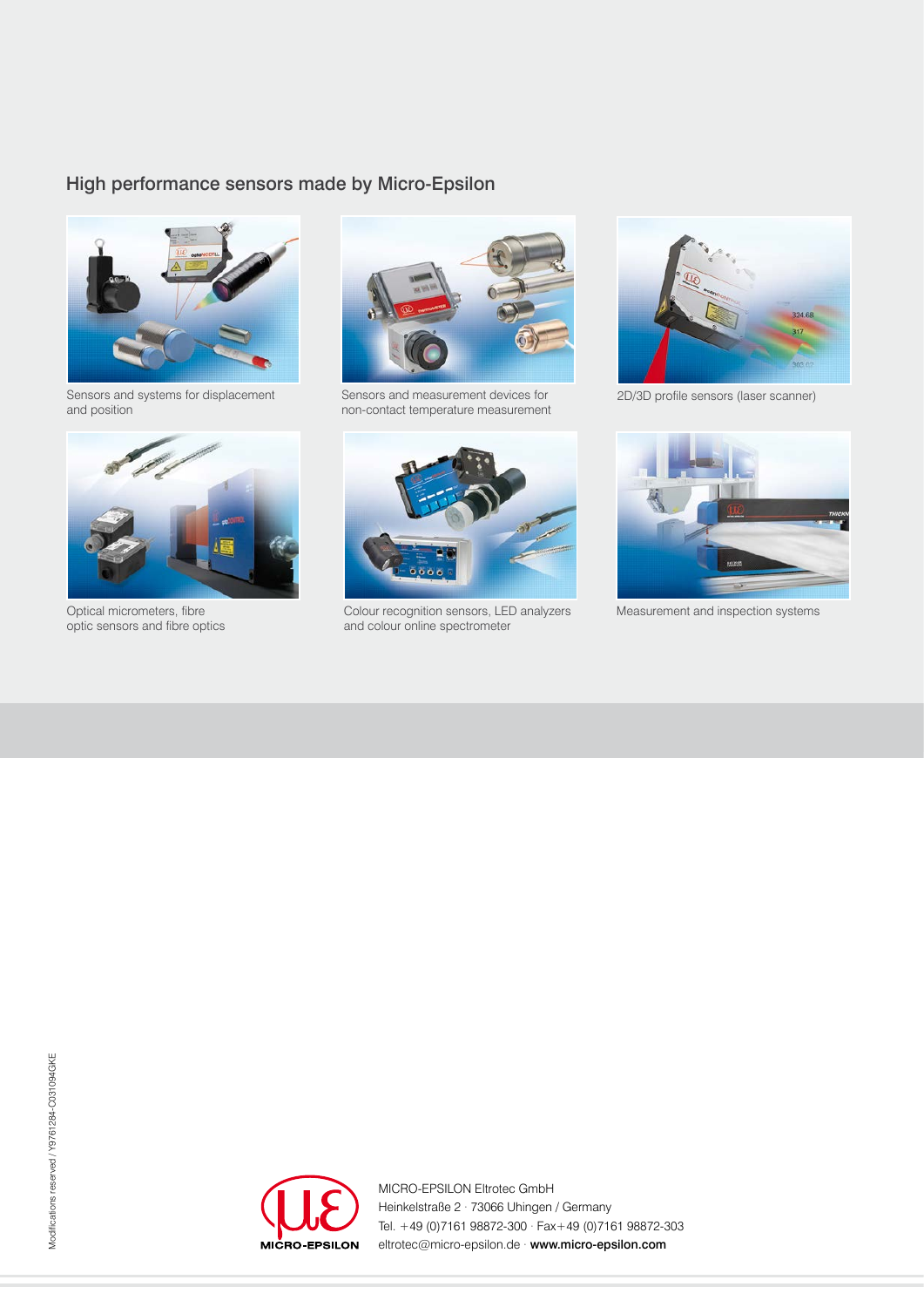## High performance sensors made by Micro-Epsilon

Sensors and systems for displacement and position

Sensors and measurement devices for non-contact temperature measurement

2D/3D profile sensors (laser scanner)

Optical micrometers, fibre optic sensors and fibre optics

Colour recognition sensors, LED analyzers and colour online spectrometer

Measurement and inspection systems

Modifications reserved / Y9761284-C031094GKE

MICRO-EPSILON Eltrotec GmbH
Heinkelstraße 2 · 73066 Uhingen / Germany
Tel. +49 (0)7161 98872-300 · Fax+49 (0)7161 98872-303
eltrotec@micro-epsilon.de · **www.micro-epsilon.com**